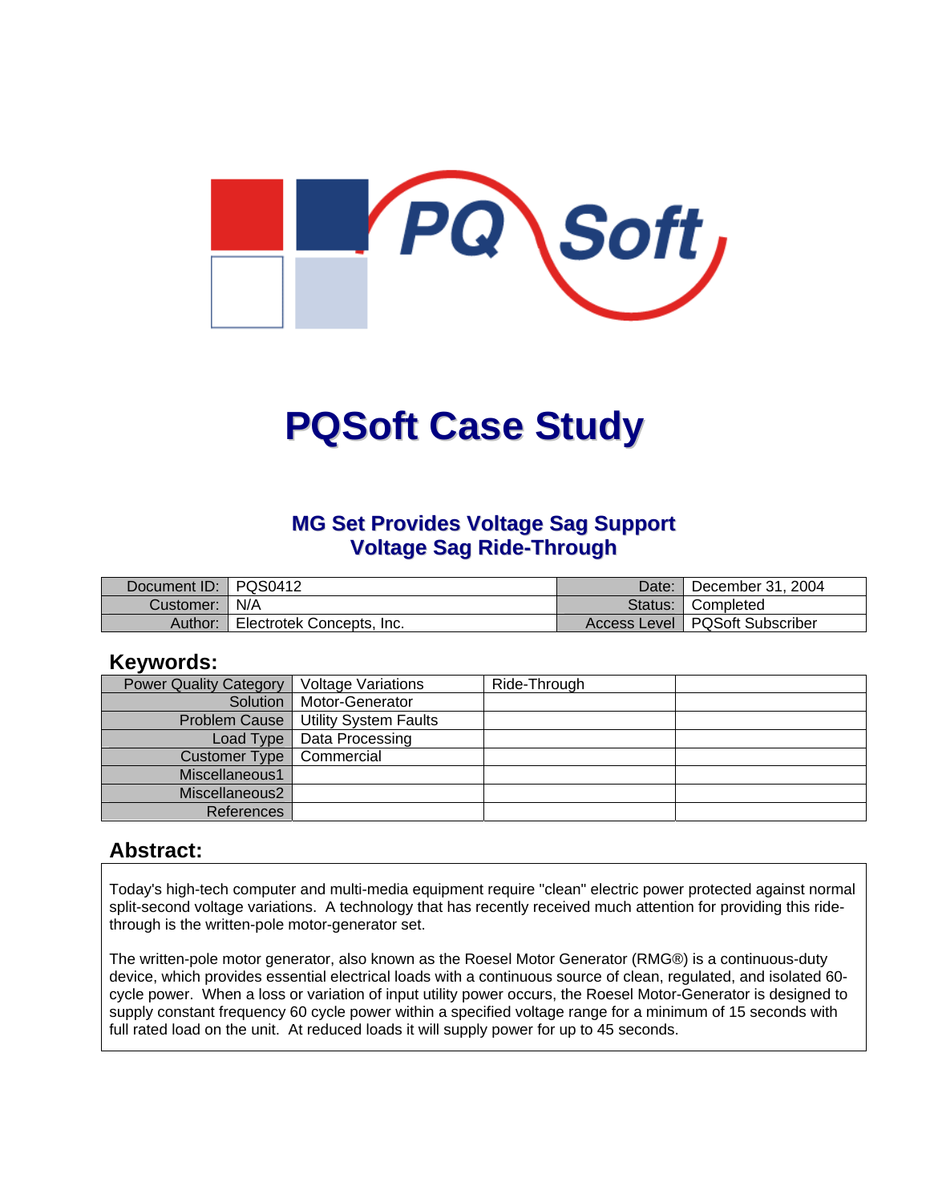# PQSoft Case Study

## MG Set Provides Voltage Sag Support
## Voltage Sag Ride-Through

| Document ID: | PQS0412 | Date: | December 31, 2004 |
|---|---|---|---|
| Customer: | N/A | Status: | Completed |
| Author: | Electrotek Concepts, Inc. | Access Level | PQSoft Subscriber |

## Keywords:

| Power Quality Category | Voltage Variations | Ride-Through | |
|---|---|---|---|
| Solution | Motor-Generator | | |
| Problem Cause | Utility System Faults | | |
| Load Type | Data Processing | | |
| Customer Type | Commercial | | |
| Miscellaneous1 | | | |
| Miscellaneous2 | | | |
| References | | | |

## Abstract:

Today's high-tech computer and multi-media equipment require "clean" electric power protected against normal split-second voltage variations. A technology that has recently received much attention for providing this ride-through is the written-pole motor-generator set.

The written-pole motor generator, also known as the Roesel Motor Generator (RMG®) is a continuous-duty device, which provides essential electrical loads with a continuous source of clean, regulated, and isolated 60-cycle power. When a loss or variation of input utility power occurs, the Roesel Motor-Generator is designed to supply constant frequency 60 cycle power within a specified voltage range for a minimum of 15 seconds with full rated load on the unit. At reduced loads it will supply power for up to 45 seconds.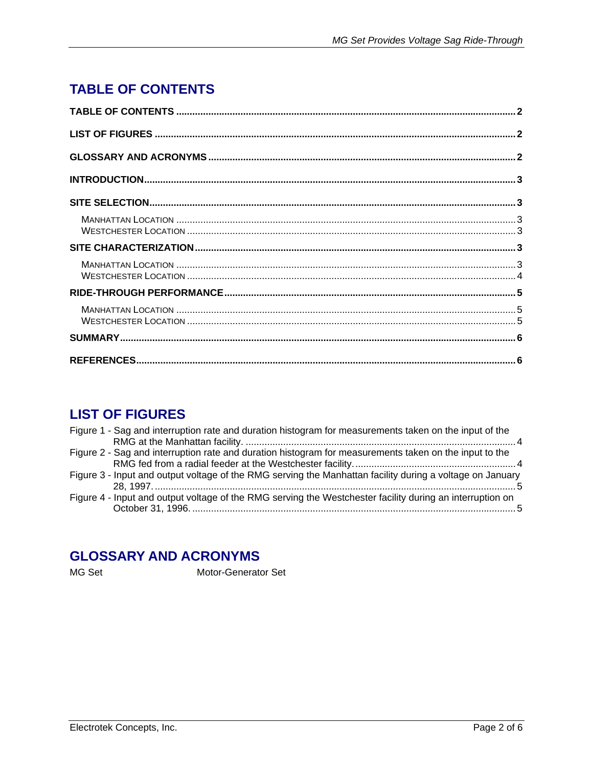## TABLE OF CONTENTS

**TABLE OF CONTENTS** .......... **2**

**LIST OF FIGURES** .......... **2**

**GLOSSARY AND ACRONYMS** .......... **2**

**INTRODUCTION** .......... **3**

**SITE SELECTION** .......... **3**

- MANHATTAN LOCATION .......... 3
- WESTCHESTER LOCATION .......... 3

**SITE CHARACTERIZATION** .......... **3**

- MANHATTAN LOCATION .......... 3
- WESTCHESTER LOCATION .......... 4

**RIDE-THROUGH PERFORMANCE** .......... **5**

- MANHATTAN LOCATION .......... 5
- WESTCHESTER LOCATION .......... 5

**SUMMARY** .......... **6**

**REFERENCES** .......... **6**

## LIST OF FIGURES

Figure 1 - Sag and interruption rate and duration histogram for measurements taken on the input of the RMG at the Manhattan facility. .......... 4

Figure 2 - Sag and interruption rate and duration histogram for measurements taken on the input to the RMG fed from a radial feeder at the Westchester facility. .......... 4

Figure 3 - Input and output voltage of the RMG serving the Manhattan facility during a voltage on January 28, 1997. .......... 5

Figure 4 - Input and output voltage of the RMG serving the Westchester facility during an interruption on October 31, 1996. .......... 5

## GLOSSARY AND ACRONYMS

| | |
|---|---|
| MG Set | Motor-Generator Set |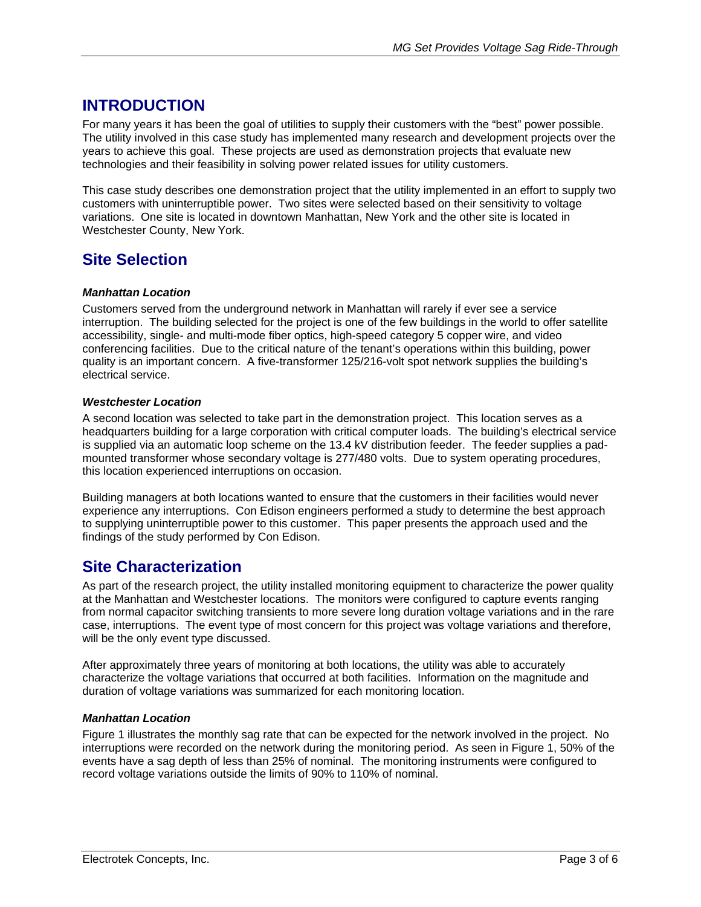# INTRODUCTION

For many years it has been the goal of utilities to supply their customers with the "best" power possible. The utility involved in this case study has implemented many research and development projects over the years to achieve this goal. These projects are used as demonstration projects that evaluate new technologies and their feasibility in solving power related issues for utility customers.

This case study describes one demonstration project that the utility implemented in an effort to supply two customers with uninterruptible power. Two sites were selected based on their sensitivity to voltage variations. One site is located in downtown Manhattan, New York and the other site is located in Westchester County, New York.

## Site Selection

### *Manhattan Location*

Customers served from the underground network in Manhattan will rarely if ever see a service interruption. The building selected for the project is one of the few buildings in the world to offer satellite accessibility, single- and multi-mode fiber optics, high-speed category 5 copper wire, and video conferencing facilities. Due to the critical nature of the tenant's operations within this building, power quality is an important concern. A five-transformer 125/216-volt spot network supplies the building's electrical service.

### *Westchester Location*

A second location was selected to take part in the demonstration project. This location serves as a headquarters building for a large corporation with critical computer loads. The building's electrical service is supplied via an automatic loop scheme on the 13.4 kV distribution feeder. The feeder supplies a pad-mounted transformer whose secondary voltage is 277/480 volts. Due to system operating procedures, this location experienced interruptions on occasion.

Building managers at both locations wanted to ensure that the customers in their facilities would never experience any interruptions. Con Edison engineers performed a study to determine the best approach to supplying uninterruptible power to this customer. This paper presents the approach used and the findings of the study performed by Con Edison.

## Site Characterization

As part of the research project, the utility installed monitoring equipment to characterize the power quality at the Manhattan and Westchester locations. The monitors were configured to capture events ranging from normal capacitor switching transients to more severe long duration voltage variations and in the rare case, interruptions. The event type of most concern for this project was voltage variations and therefore, will be the only event type discussed.

After approximately three years of monitoring at both locations, the utility was able to accurately characterize the voltage variations that occurred at both facilities. Information on the magnitude and duration of voltage variations was summarized for each monitoring location.

### *Manhattan Location*

Figure 1 illustrates the monthly sag rate that can be expected for the network involved in the project. No interruptions were recorded on the network during the monitoring period. As seen in Figure 1, 50% of the events have a sag depth of less than 25% of nominal. The monitoring instruments were configured to record voltage variations outside the limits of 90% to 110% of nominal.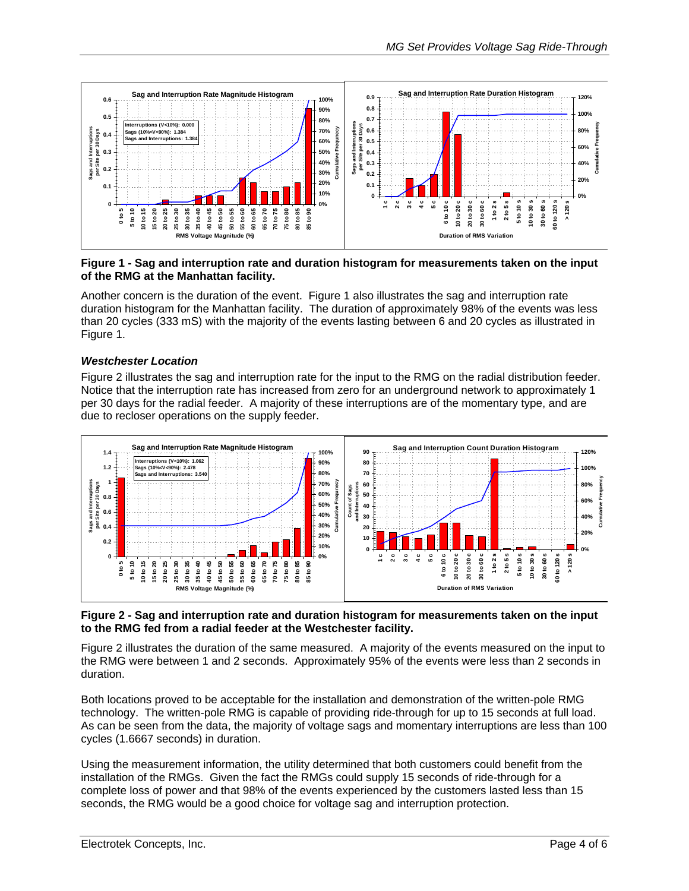**Figure 1 - Sag and interruption rate and duration histogram for measurements taken on the input of the RMG at the Manhattan facility.**

Another concern is the duration of the event. Figure 1 also illustrates the sag and interruption rate duration histogram for the Manhattan facility. The duration of approximately 98% of the events was less than 20 cycles (333 mS) with the majority of the events lasting between 6 and 20 cycles as illustrated in Figure 1.

### *Westchester Location*

Figure 2 illustrates the sag and interruption rate for the input to the RMG on the radial distribution feeder. Notice that the interruption rate has increased from zero for an underground network to approximately 1 per 30 days for the radial feeder. A majority of these interruptions are of the momentary type, and are due to recloser operations on the supply feeder.

**Figure 2 - Sag and interruption rate and duration histogram for measurements taken on the input to the RMG fed from a radial feeder at the Westchester facility.**

Figure 2 illustrates the duration of the same measured. A majority of the events measured on the input to the RMG were between 1 and 2 seconds. Approximately 95% of the events were less than 2 seconds in duration.

Both locations proved to be acceptable for the installation and demonstration of the written-pole RMG technology. The written-pole RMG is capable of providing ride-through for up to 15 seconds at full load. As can be seen from the data, the majority of voltage sags and momentary interruptions are less than 100 cycles (1.6667 seconds) in duration.

Using the measurement information, the utility determined that both customers could benefit from the installation of the RMGs. Given the fact the RMGs could supply 15 seconds of ride-through for a complete loss of power and that 98% of the events experienced by the customers lasted less than 15 seconds, the RMG would be a good choice for voltage sag and interruption protection.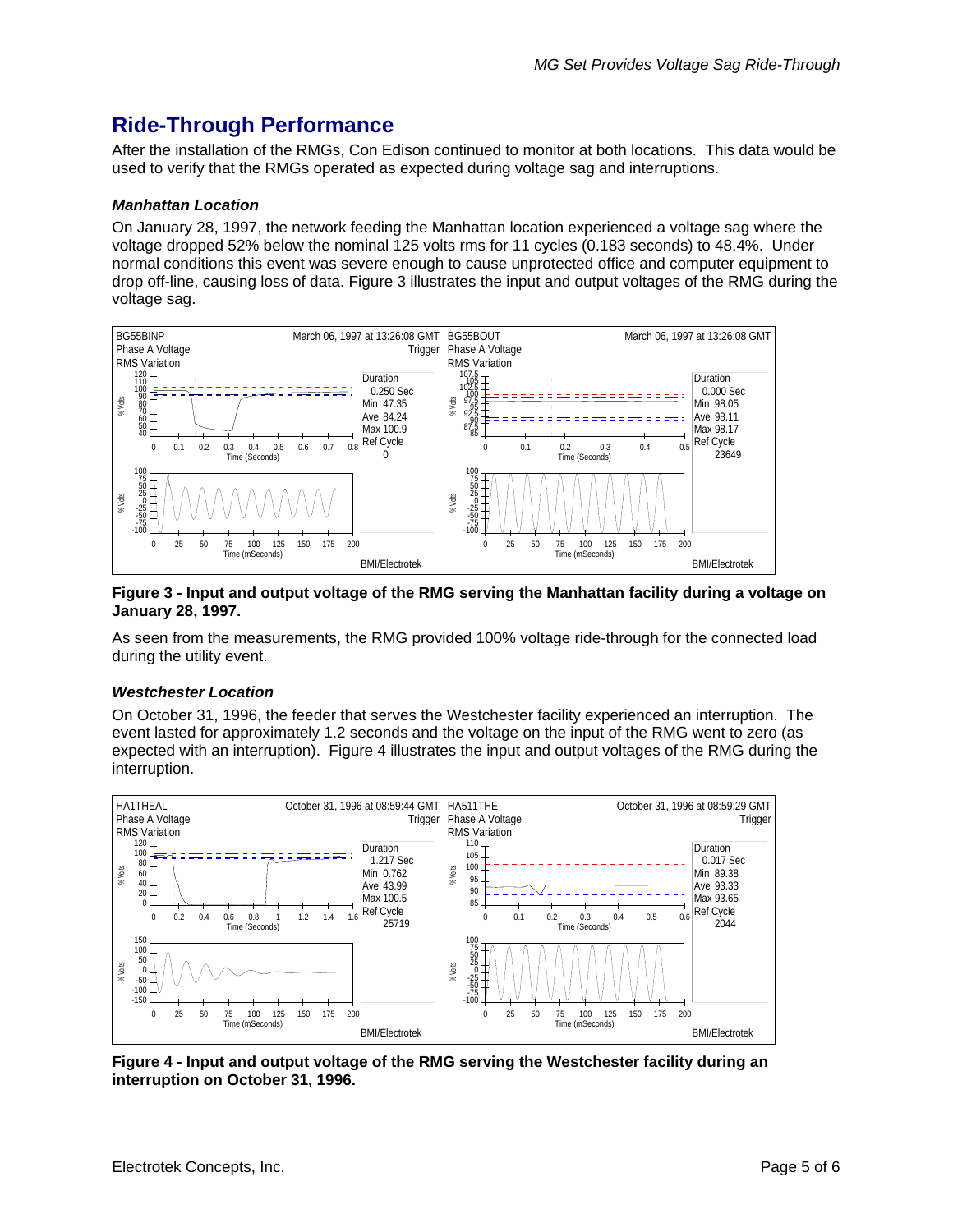## Ride-Through Performance

After the installation of the RMGs, Con Edison continued to monitor at both locations. This data would be used to verify that the RMGs operated as expected during voltage sag and interruptions.

### *Manhattan Location*

On January 28, 1997, the network feeding the Manhattan location experienced a voltage sag where the voltage dropped 52% below the nominal 125 volts rms for 11 cycles (0.183 seconds) to 48.4%. Under normal conditions this event was severe enough to cause unprotected office and computer equipment to drop off-line, causing loss of data. Figure 3 illustrates the input and output voltages of the RMG during the voltage sag.

**Figure 3 - Input and output voltage of the RMG serving the Manhattan facility during a voltage on January 28, 1997.**

As seen from the measurements, the RMG provided 100% voltage ride-through for the connected load during the utility event.

### *Westchester Location*

On October 31, 1996, the feeder that serves the Westchester facility experienced an interruption. The event lasted for approximately 1.2 seconds and the voltage on the input of the RMG went to zero (as expected with an interruption). Figure 4 illustrates the input and output voltages of the RMG during the interruption.

**Figure 4 - Input and output voltage of the RMG serving the Westchester facility during an interruption on October 31, 1996.**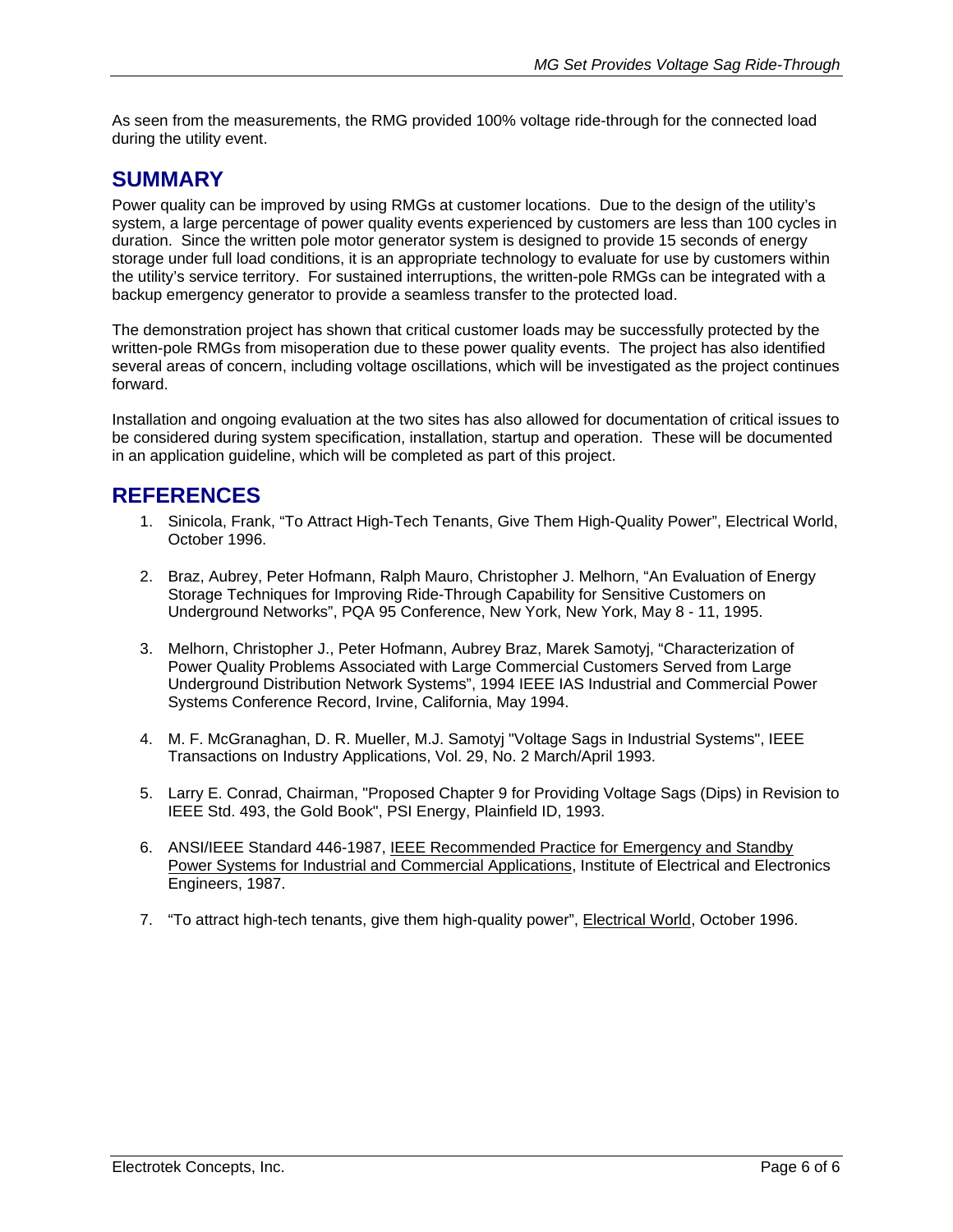As seen from the measurements, the RMG provided 100% voltage ride-through for the connected load during the utility event.

## SUMMARY

Power quality can be improved by using RMGs at customer locations. Due to the design of the utility's system, a large percentage of power quality events experienced by customers are less than 100 cycles in duration. Since the written pole motor generator system is designed to provide 15 seconds of energy storage under full load conditions, it is an appropriate technology to evaluate for use by customers within the utility's service territory. For sustained interruptions, the written-pole RMGs can be integrated with a backup emergency generator to provide a seamless transfer to the protected load.

The demonstration project has shown that critical customer loads may be successfully protected by the written-pole RMGs from misoperation due to these power quality events. The project has also identified several areas of concern, including voltage oscillations, which will be investigated as the project continues forward.

Installation and ongoing evaluation at the two sites has also allowed for documentation of critical issues to be considered during system specification, installation, startup and operation. These will be documented in an application guideline, which will be completed as part of this project.

## REFERENCES

1. Sinicola, Frank, "To Attract High-Tech Tenants, Give Them High-Quality Power", Electrical World, October 1996.

2. Braz, Aubrey, Peter Hofmann, Ralph Mauro, Christopher J. Melhorn, "An Evaluation of Energy Storage Techniques for Improving Ride-Through Capability for Sensitive Customers on Underground Networks", PQA 95 Conference, New York, New York, May 8 - 11, 1995.

3. Melhorn, Christopher J., Peter Hofmann, Aubrey Braz, Marek Samotyj, "Characterization of Power Quality Problems Associated with Large Commercial Customers Served from Large Underground Distribution Network Systems", 1994 IEEE IAS Industrial and Commercial Power Systems Conference Record, Irvine, California, May 1994.

4. M. F. McGranaghan, D. R. Mueller, M.J. Samotyj "Voltage Sags in Industrial Systems", IEEE Transactions on Industry Applications, Vol. 29, No. 2 March/April 1993.

5. Larry E. Conrad, Chairman, "Proposed Chapter 9 for Providing Voltage Sags (Dips) in Revision to IEEE Std. 493, the Gold Book", PSI Energy, Plainfield ID, 1993.

6. ANSI/IEEE Standard 446-1987, IEEE Recommended Practice for Emergency and Standby Power Systems for Industrial and Commercial Applications, Institute of Electrical and Electronics Engineers, 1987.

7. "To attract high-tech tenants, give them high-quality power", Electrical World, October 1996.